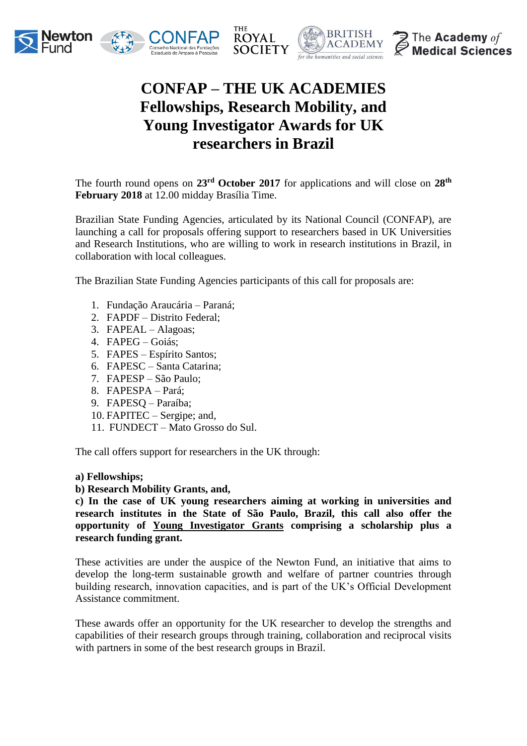# CONFAP – THE UK ACADEMIES Fellowships, Research Mobility, and Young Investigator Awards for UK researchers in Brazil

The fourth round opens on **23rd October 2017** for applications and will close on **28th February 2018** at 12.00 midday Brasília Time.

Brazilian State Funding Agencies, articulated by its National Council (CONFAP), are launching a call for proposals offering support to researchers based in UK Universities and Research Institutions, who are willing to work in research institutions in Brazil, in collaboration with local colleagues.

The Brazilian State Funding Agencies participants of this call for proposals are:

1. Fundação Araucária – Paraná;
2. FAPDF – Distrito Federal;
3. FAPEAL – Alagoas;
4. FAPEG – Goiás;
5. FAPES – Espírito Santos;
6. FAPESC – Santa Catarina;
7. FAPESP – São Paulo;
8. FAPESPA – Pará;
9. FAPESQ – Paraíba;
10. FAPITEC – Sergipe; and,
11. FUNDECT – Mato Grosso do Sul.

The call offers support for researchers in the UK through:

**a) Fellowships;**
**b) Research Mobility Grants, and,**
**c) In the case of UK young researchers aiming at working in universities and research institutes in the State of São Paulo, Brazil, this call also offer the opportunity of <u>Young Investigator Grants</u> comprising a scholarship plus a research funding grant.**

These activities are under the auspice of the Newton Fund, an initiative that aims to develop the long-term sustainable growth and welfare of partner countries through building research, innovation capacities, and is part of the UK's Official Development Assistance commitment.

These awards offer an opportunity for the UK researcher to develop the strengths and capabilities of their research groups through training, collaboration and reciprocal visits with partners in some of the best research groups in Brazil.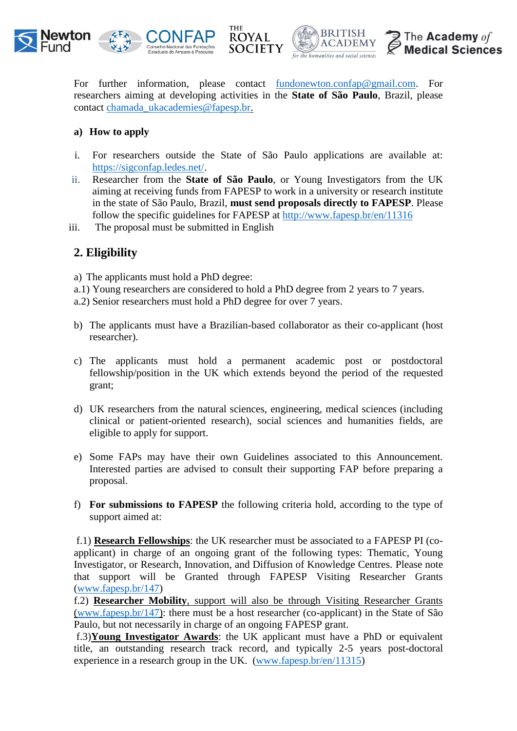For further information, please contact fundonewton.confap@gmail.com. For researchers aiming at developing activities in the **State of São Paulo**, Brazil, please contact chamada_ukacademies@fapesp.br.

**a) How to apply**

i. For researchers outside the State of São Paulo applications are available at: https://sigconfap.ledes.net/.

ii. Researcher from the **State of São Paulo**, or Young Investigators from the UK aiming at receiving funds from FAPESP to work in a university or research institute in the state of São Paulo, Brazil, **must send proposals directly to FAPESP**. Please follow the specific guidelines for FAPESP at http://www.fapesp.br/en/11316

iii. The proposal must be submitted in English

## 2. Eligibility

a) The applicants must hold a PhD degree:
a.1) Young researchers are considered to hold a PhD degree from 2 years to 7 years.
a.2) Senior researchers must hold a PhD degree for over 7 years.

b) The applicants must have a Brazilian-based collaborator as their co-applicant (host researcher).

c) The applicants must hold a permanent academic post or postdoctoral fellowship/position in the UK which extends beyond the period of the requested grant;

d) UK researchers from the natural sciences, engineering, medical sciences (including clinical or patient-oriented research), social sciences and humanities fields, are eligible to apply for support.

e) Some FAPs may have their own Guidelines associated to this Announcement. Interested parties are advised to consult their supporting FAP before preparing a proposal.

f) **For submissions to FAPESP** the following criteria hold, according to the type of support aimed at:

f.1) **Research Fellowships**: the UK researcher must be associated to a FAPESP PI (co-applicant) in charge of an ongoing grant of the following types: Thematic, Young Investigator, or Research, Innovation, and Diffusion of Knowledge Centres. Please note that support will be Granted through FAPESP Visiting Researcher Grants (www.fapesp.br/147)
f.2) **Researcher Mobility**, support will also be through Visiting Researcher Grants (www.fapesp.br/147): there must be a host researcher (co-applicant) in the State of São Paulo, but not necessarily in charge of an ongoing FAPESP grant.
f.3) **Young Investigator Awards**: the UK applicant must have a PhD or equivalent title, an outstanding research track record, and typically 2-5 years post-doctoral experience in a research group in the UK. (www.fapesp.br/en/11315)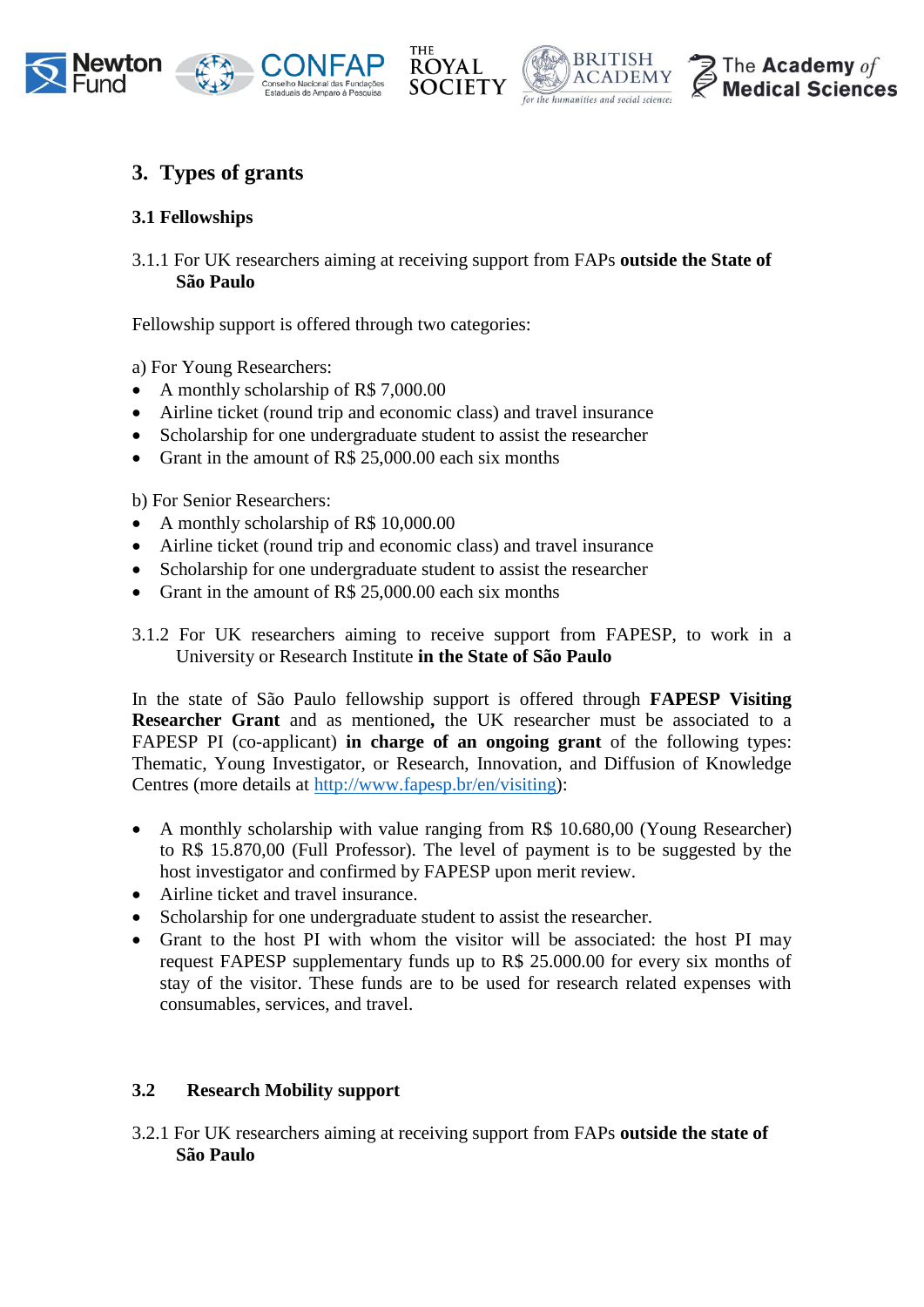## 3. Types of grants

### 3.1 Fellowships

3.1.1 For UK researchers aiming at receiving support from FAPs **outside the State of São Paulo**

Fellowship support is offered through two categories:

a) For Young Researchers:

- A monthly scholarship of R$ 7,000.00
- Airline ticket (round trip and economic class) and travel insurance
- Scholarship for one undergraduate student to assist the researcher
- Grant in the amount of R$ 25,000.00 each six months

b) For Senior Researchers:

- A monthly scholarship of R$ 10,000.00
- Airline ticket (round trip and economic class) and travel insurance
- Scholarship for one undergraduate student to assist the researcher
- Grant in the amount of R$ 25,000.00 each six months

3.1.2 For UK researchers aiming to receive support from FAPESP, to work in a University or Research Institute **in the State of São Paulo**

In the state of São Paulo fellowship support is offered through **FAPESP Visiting Researcher Grant** and as mentioned**,** the UK researcher must be associated to a FAPESP PI (co-applicant) **in charge of an ongoing grant** of the following types: Thematic, Young Investigator, or Research, Innovation, and Diffusion of Knowledge Centres (more details at http://www.fapesp.br/en/visiting):

- A monthly scholarship with value ranging from R$ 10.680,00 (Young Researcher) to R$ 15.870,00 (Full Professor). The level of payment is to be suggested by the host investigator and confirmed by FAPESP upon merit review.
- Airline ticket and travel insurance.
- Scholarship for one undergraduate student to assist the researcher.
- Grant to the host PI with whom the visitor will be associated: the host PI may request FAPESP supplementary funds up to R$ 25.000.00 for every six months of stay of the visitor. These funds are to be used for research related expenses with consumables, services, and travel.

### 3.2 Research Mobility support

3.2.1 For UK researchers aiming at receiving support from FAPs **outside the state of São Paulo**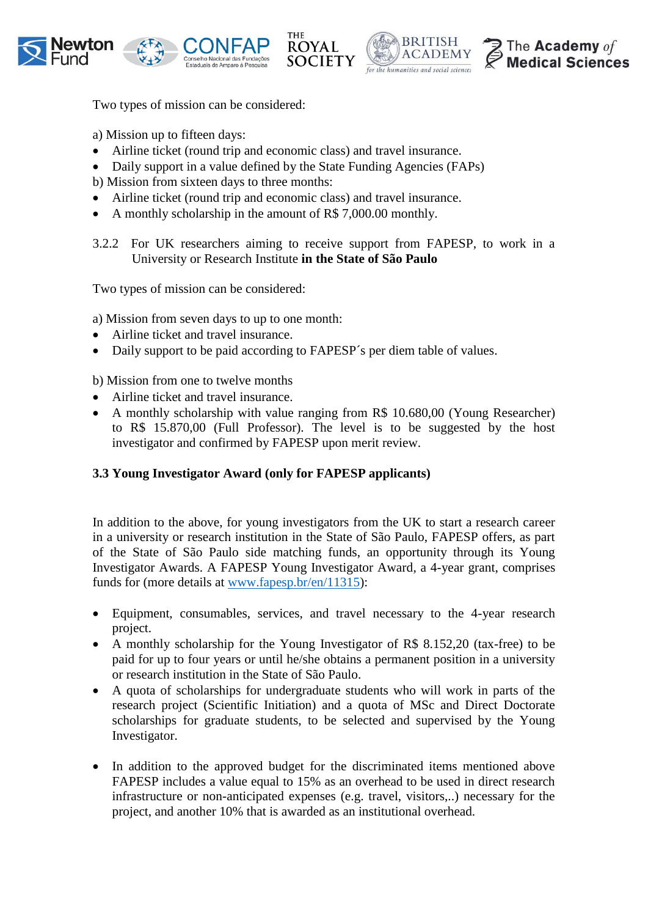Two types of mission can be considered:

a) Mission up to fifteen days:

- Airline ticket (round trip and economic class) and travel insurance.
- Daily support in a value defined by the State Funding Agencies (FAPs)

b) Mission from sixteen days to three months:

- Airline ticket (round trip and economic class) and travel insurance.
- A monthly scholarship in the amount of R$ 7,000.00 monthly.

3.2.2 For UK researchers aiming to receive support from FAPESP, to work in a University or Research Institute **in the State of São Paulo**

Two types of mission can be considered:

a) Mission from seven days to up to one month:

- Airline ticket and travel insurance.
- Daily support to be paid according to FAPESP´s per diem table of values.

b) Mission from one to twelve months

- Airline ticket and travel insurance.
- A monthly scholarship with value ranging from R$ 10.680,00 (Young Researcher) to R$ 15.870,00 (Full Professor). The level is to be suggested by the host investigator and confirmed by FAPESP upon merit review.

**3.3 Young Investigator Award (only for FAPESP applicants)**

In addition to the above, for young investigators from the UK to start a research career in a university or research institution in the State of São Paulo, FAPESP offers, as part of the State of São Paulo side matching funds, an opportunity through its Young Investigator Awards. A FAPESP Young Investigator Award, a 4-year grant, comprises funds for (more details at [www.fapesp.br/en/11315](http://www.fapesp.br/en/11315)):

- Equipment, consumables, services, and travel necessary to the 4-year research project.
- A monthly scholarship for the Young Investigator of R$ 8.152,20 (tax-free) to be paid for up to four years or until he/she obtains a permanent position in a university or research institution in the State of São Paulo.
- A quota of scholarships for undergraduate students who will work in parts of the research project (Scientific Initiation) and a quota of MSc and Direct Doctorate scholarships for graduate students, to be selected and supervised by the Young Investigator.

- In addition to the approved budget for the discriminated items mentioned above FAPESP includes a value equal to 15% as an overhead to be used in direct research infrastructure or non-anticipated expenses (e.g. travel, visitors,..) necessary for the project, and another 10% that is awarded as an institutional overhead.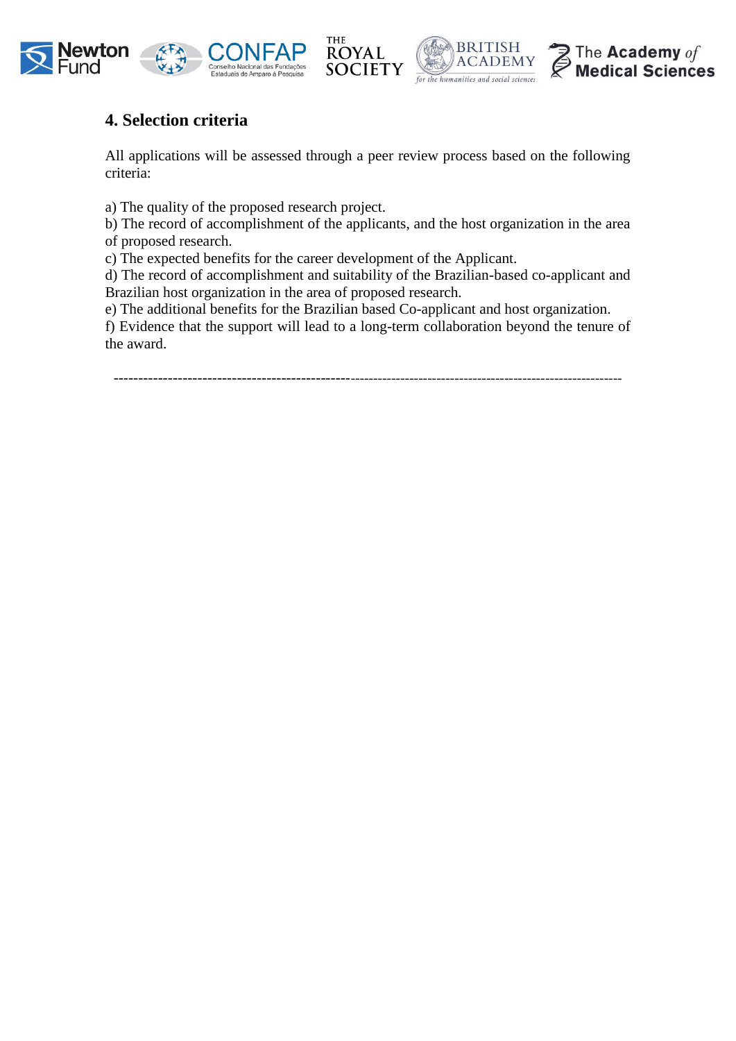## 4. Selection criteria

All applications will be assessed through a peer review process based on the following criteria:

a) The quality of the proposed research project.
b) The record of accomplishment of the applicants, and the host organization in the area of proposed research.
c) The expected benefits for the career development of the Applicant.
d) The record of accomplishment and suitability of the Brazilian-based co-applicant and Brazilian host organization in the area of proposed research.
e) The additional benefits for the Brazilian based Co-applicant and host organization.
f) Evidence that the support will lead to a long-term collaboration beyond the tenure of the award.

---